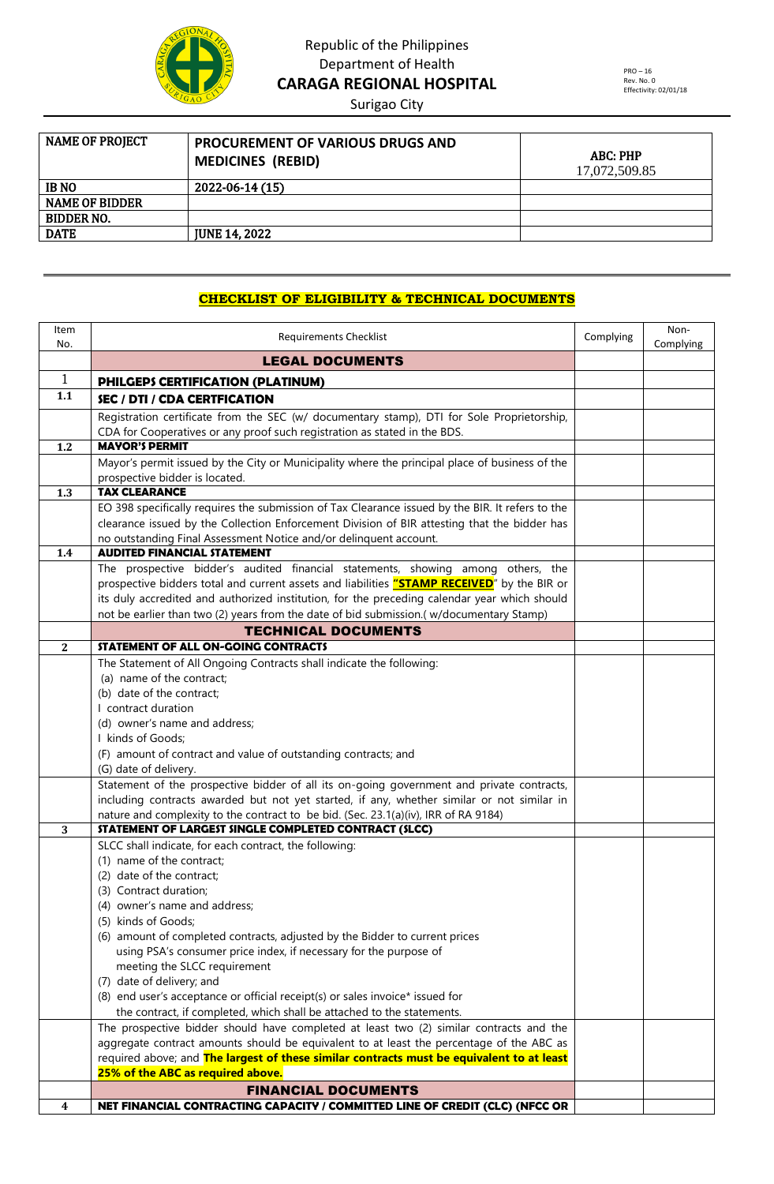Republic of the Philippines
Department of Health
**CARAGA REGIONAL HOSPITAL**
Surigao City

PRO – 16
Rev. No. 0
Effectivity: 02/01/18

| NAME OF PROJECT | PROCUREMENT OF VARIOUS DRUGS AND MEDICINES (REBID) | ABC: PHP 17,072,509.85 |
|---|---|---|
| IB NO | 2022-06-14 (15) | |
| NAME OF BIDDER | | |
| BIDDER NO. | | |
| DATE | JUNE 14, 2022 | |

## CHECKLIST OF ELIGIBILITY & TECHNICAL DOCUMENTS

| Item No. | Requirements Checklist | Complying | Non-Complying |
|---|---|---|---|
| | **LEGAL DOCUMENTS** | | |
| 1 | **PHILGEPS CERTIFICATION (PLATINUM)** | | |
| 1.1 | **SEC / DTI / CDA CERTFICATION** | | |
| | Registration certificate from the SEC (w/ documentary stamp), DTI for Sole Proprietorship, CDA for Cooperatives or any proof such registration as stated in the BDS. | | |
| 1.2 | **MAYOR'S PERMIT** | | |
| | Mayor's permit issued by the City or Municipality where the principal place of business of the prospective bidder is located. | | |
| 1.3 | **TAX CLEARANCE** | | |
| | EO 398 specifically requires the submission of Tax Clearance issued by the BIR. It refers to the clearance issued by the Collection Enforcement Division of BIR attesting that the bidder has no outstanding Final Assessment Notice and/or delinquent account. | | |
| 1.4 | **AUDITED FINANCIAL STATEMENT** | | |
| | The prospective bidder's audited financial statements, showing among others, the prospective bidders total and current assets and liabilities **"STAMP RECEIVED"** by the BIR or its duly accredited and authorized institution, for the preceding calendar year which should not be earlier than two (2) years from the date of bid submission.( w/documentary Stamp) | | |
| | **TECHNICAL DOCUMENTS** | | |
| 2 | **STATEMENT OF ALL ON-GOING CONTRACTS** | | |
| | The Statement of All Ongoing Contracts shall indicate the following:<br>(a) name of the contract;<br>(b) date of the contract;<br>I contract duration<br>(d) owner's name and address;<br>I kinds of Goods;<br>(F) amount of contract and value of outstanding contracts; and<br>(G) date of delivery. | | |
| | Statement of the prospective bidder of all its on-going government and private contracts, including contracts awarded but not yet started, if any, whether similar or not similar in nature and complexity to the contract to be bid. (Sec. 23.1(a)(iv), IRR of RA 9184) | | |
| 3 | **STATEMENT OF LARGEST SINGLE COMPLETED CONTRACT (SLCC)** | | |
| | SLCC shall indicate, for each contract, the following:<br>(1) name of the contract;<br>(2) date of the contract;<br>(3) Contract duration;<br>(4) owner's name and address;<br>(5) kinds of Goods;<br>(6) amount of completed contracts, adjusted by the Bidder to current prices using PSA's consumer price index, if necessary for the purpose of meeting the SLCC requirement<br>(7) date of delivery; and<br>(8) end user's acceptance or official receipt(s) or sales invoice* issued for the contract, if completed, which shall be attached to the statements. | | |
| | The prospective bidder should have completed at least two (2) similar contracts and the aggregate contract amounts should be equivalent to at least the percentage of the ABC as required above; and **The largest of these similar contracts must be equivalent to at least 25% of the ABC as required above.** | | |
| | **FINANCIAL DOCUMENTS** | | |
| 4 | **NET FINANCIAL CONTRACTING CAPACITY / COMMITTED LINE OF CREDIT (CLC) (NFCC OR** | | |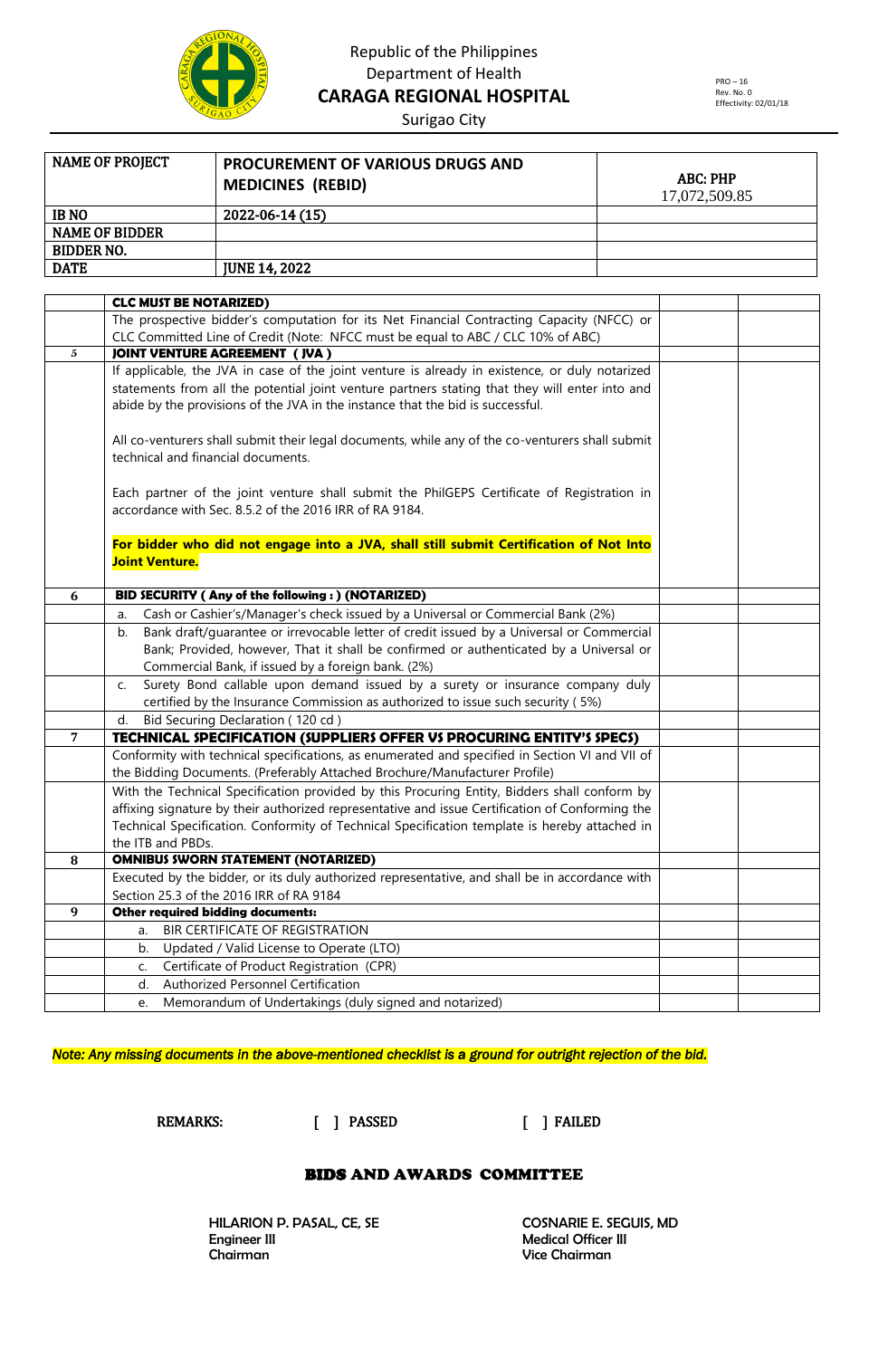Republic of the Philippines
Department of Health
**CARAGA REGIONAL HOSPITAL**
Surigao City

PRO – 16
Rev. No. 0
Effectivity: 02/01/18

| NAME OF PROJECT | PROCUREMENT OF VARIOUS DRUGS AND MEDICINES (REBID) | ABC: PHP 17,072,509.85 |
|---|---|---|
| IB NO | 2022-06-14 (15) | |
| NAME OF BIDDER | | |
| BIDDER NO. | | |
| DATE | JUNE 14, 2022 | |

| | | | |
|---|---|---|---|
| | **CLC MUST BE NOTARIZED)** | | |
| | The prospective bidder's computation for its Net Financial Contracting Capacity (NFCC) or CLC Committed Line of Credit (Note: NFCC must be equal to ABC / CLC 10% of ABC) | | |
| 5 | **JOINT VENTURE AGREEMENT (JVA)** | | |
| | If applicable, the JVA in case of the joint venture is already in existence, or duly notarized statements from all the potential joint venture partners stating that they will enter into and abide by the provisions of the JVA in the instance that the bid is successful.<br><br>All co-venturers shall submit their legal documents, while any of the co-venturers shall submit technical and financial documents.<br><br>Each partner of the joint venture shall submit the PhilGEPS Certificate of Registration in accordance with Sec. 8.5.2 of the 2016 IRR of RA 9184.<br><br>**For bidder who did not engage into a JVA, shall still submit Certification of Not Into Joint Venture.** | | |
| 6 | **BID SECURITY ( Any of the following : ) (NOTARIZED)** | | |
| | a. Cash or Cashier's/Manager's check issued by a Universal or Commercial Bank (2%) | | |
| | b. Bank draft/guarantee or irrevocable letter of credit issued by a Universal or Commercial Bank; Provided, however, That it shall be confirmed or authenticated by a Universal or Commercial Bank, if issued by a foreign bank. (2%) | | |
| | c. Surety Bond callable upon demand issued by a surety or insurance company duly certified by the Insurance Commission as authorized to issue such security ( 5%) | | |
| | d. Bid Securing Declaration ( 120 cd ) | | |
| 7 | **TECHNICAL SPECIFICATION (SUPPLIERS OFFER VS PROCURING ENTITY'S SPECS)** | | |
| | Conformity with technical specifications, as enumerated and specified in Section VI and VII of the Bidding Documents. (Preferably Attached Brochure/Manufacturer Profile) | | |
| | With the Technical Specification provided by this Procuring Entity, Bidders shall conform by affixing signature by their authorized representative and issue Certification of Conforming the Technical Specification. Conformity of Technical Specification template is hereby attached in the ITB and PBDs. | | |
| 8 | **OMNIBUS SWORN STATEMENT (NOTARIZED)** | | |
| | Executed by the bidder, or its duly authorized representative, and shall be in accordance with Section 25.3 of the 2016 IRR of RA 9184 | | |
| 9 | **Other required bidding documents:** | | |
| | a. BIR CERTIFICATE OF REGISTRATION | | |
| | b. Updated / Valid License to Operate (LTO) | | |
| | c. Certificate of Product Registration (CPR) | | |
| | d. Authorized Personnel Certification | | |
| | e. Memorandum of Undertakings (duly signed and notarized) | | |

***Note: Any missing documents in the above-mentioned checklist is a ground for outright rejection of the bid.***

REMARKS: [ ] PASSED [ ] FAILED

**BIDS AND AWARDS COMMITTEE**

**HILARION P. PASAL, CE, SE**
Engineer III
Chairman

**COSNARIE E. SEGUIS, MD**
Medical Officer III
Vice Chairman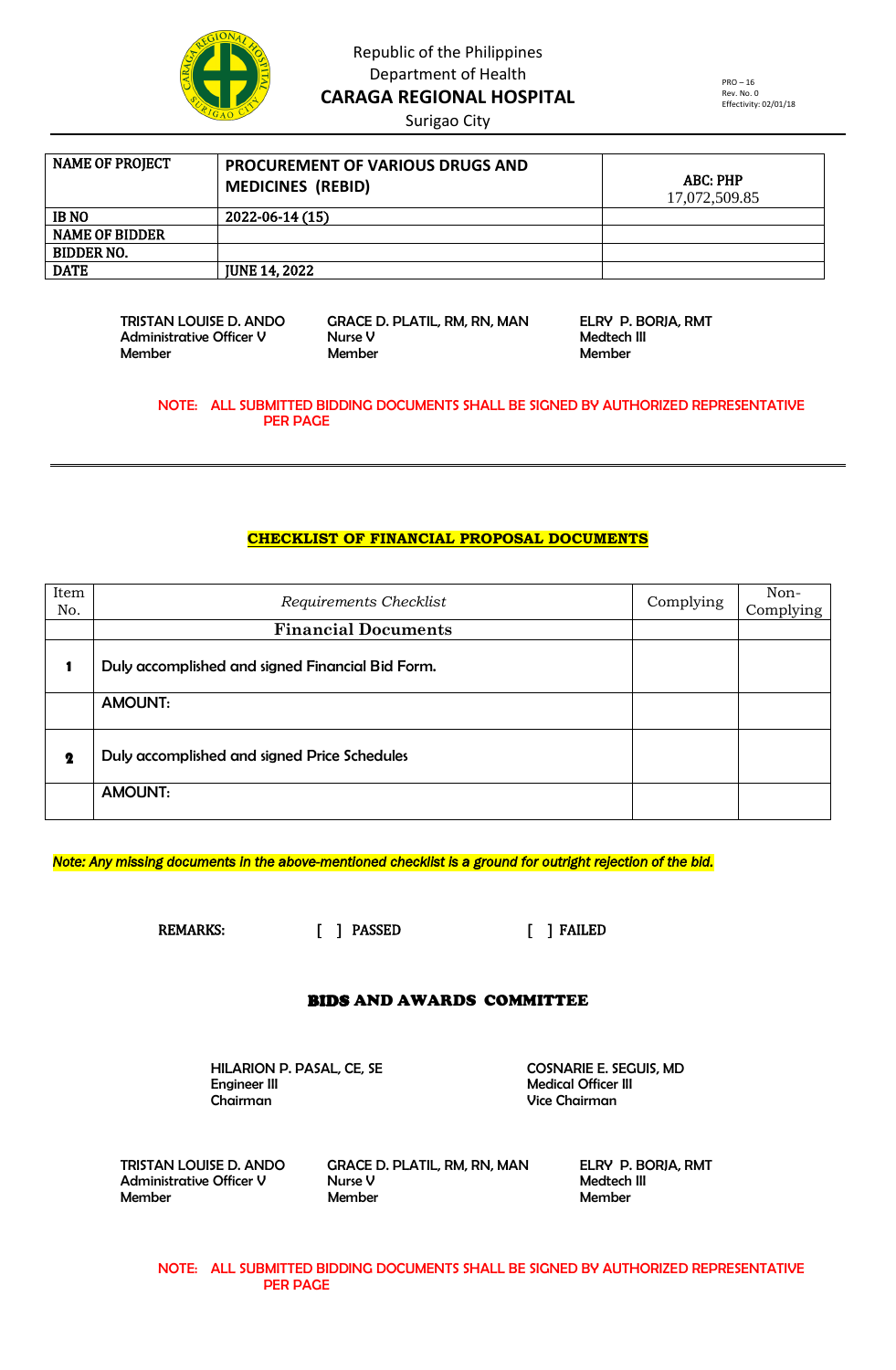Republic of the Philippines
Department of Health
**CARAGA REGIONAL HOSPITAL**
Surigao City

PRO – 16
Rev. No. 0
Effectivity: 02/01/18

| NAME OF PROJECT | PROCUREMENT OF VARIOUS DRUGS AND MEDICINES (REBID) | ABC: PHP 17,072,509.85 |
|---|---|---|
| IB NO | 2022-06-14 (15) | |
| NAME OF BIDDER | | |
| BIDDER NO. | | |
| DATE | JUNE 14, 2022 | |

**TRISTAN LOUISE D. ANDO**
Administrative Officer V
Member

**GRACE D. PLATIL, RM, RN, MAN**
Nurse V
Member

**ELRY P. BORJA, RMT**
Medtech III
Member

NOTE: ALL SUBMITTED BIDDING DOCUMENTS SHALL BE SIGNED BY AUTHORIZED REPRESENTATIVE PER PAGE

## CHECKLIST OF FINANCIAL PROPOSAL DOCUMENTS

| Item No. | *Requirements Checklist* | Complying | Non-Complying |
|---|---|---|---|
| | **Financial Documents** | | |
| **1** | Duly accomplished and signed Financial Bid Form. | | |
| | **AMOUNT:** | | |
| **2** | Duly accomplished and signed Price Schedules | | |
| | **AMOUNT:** | | |

*Note: Any missing documents in the above-mentioned checklist is a ground for outright rejection of the bid.*

REMARKS: [ ] PASSED [ ] FAILED

### BIDS AND AWARDS COMMITTEE

**HILARION P. PASAL, CE, SE**
Engineer III
Chairman

**COSNARIE E. SEGUIS, MD**
Medical Officer III
Vice Chairman

**TRISTAN LOUISE D. ANDO**
Administrative Officer V
Member

**GRACE D. PLATIL, RM, RN, MAN**
Nurse V
Member

**ELRY P. BORJA, RMT**
Medtech III
Member

NOTE: ALL SUBMITTED BIDDING DOCUMENTS SHALL BE SIGNED BY AUTHORIZED REPRESENTATIVE PER PAGE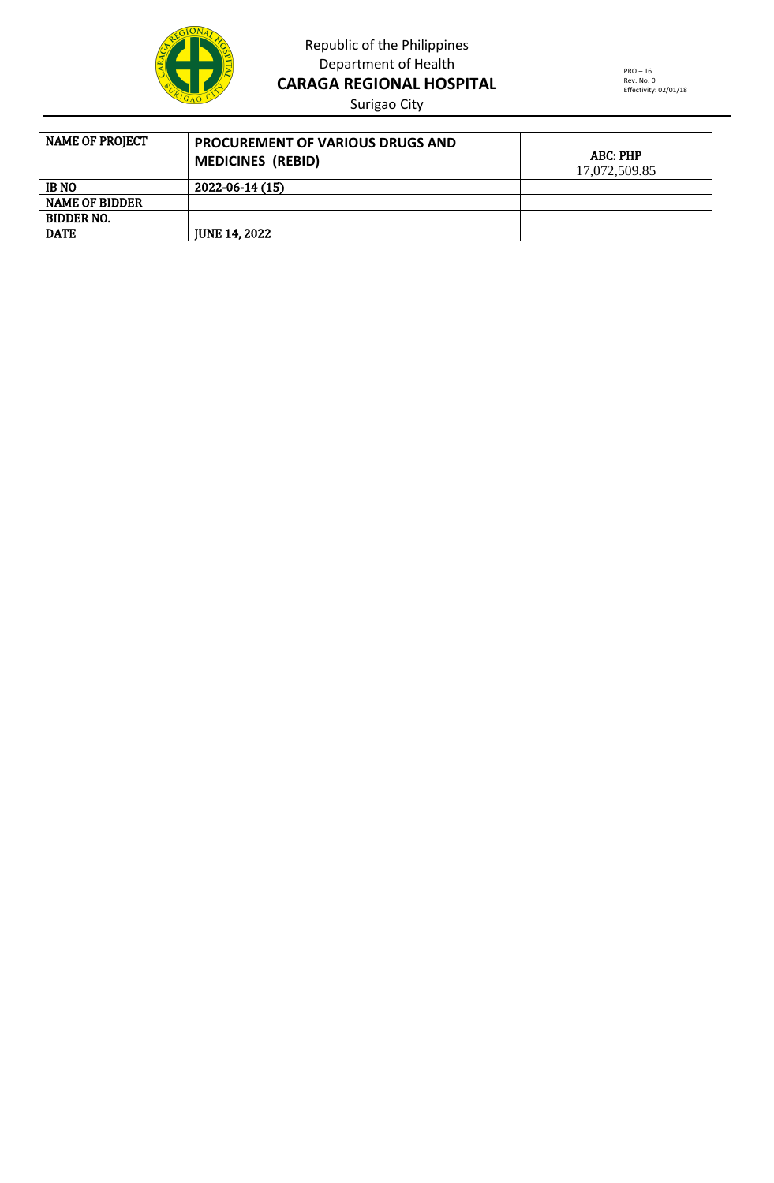Republic of the Philippines

Department of Health

**CARAGA REGIONAL HOSPITAL**

Surigao City

PRO – 16
Rev. No. 0
Effectivity: 02/01/18

| | | |
|---|---|---|
| **NAME OF PROJECT** | **PROCUREMENT OF VARIOUS DRUGS AND MEDICINES (REBID)** | **ABC: PHP** 17,072,509.85 |
| **IB NO** | **2022-06-14 (15)** | |
| **NAME OF BIDDER** | | |
| **BIDDER NO.** | | |
| **DATE** | **JUNE 14, 2022** | |